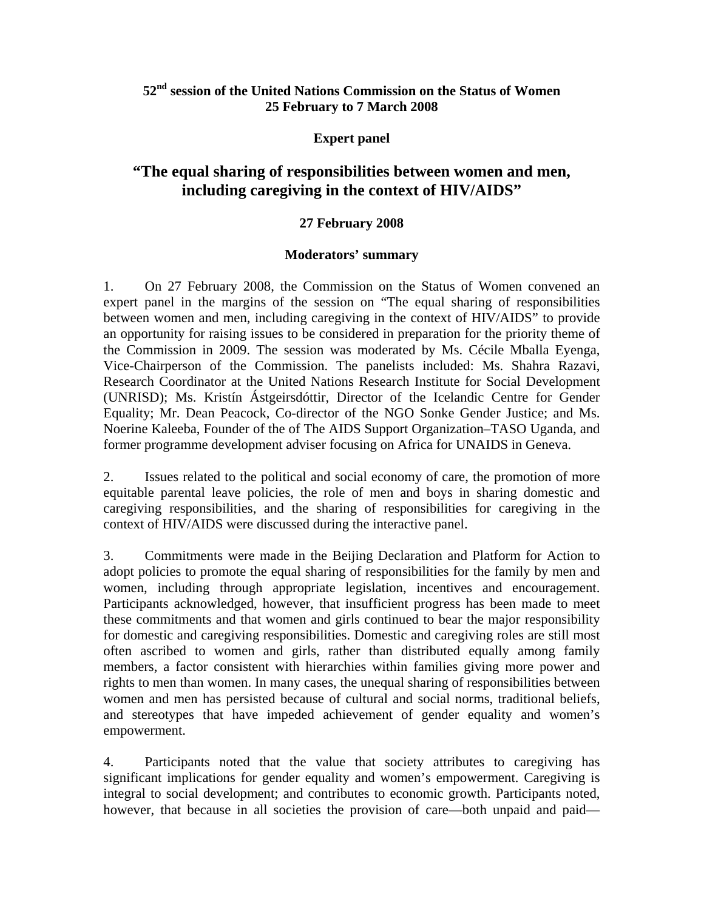**52nd session of the United Nations Commission on the Status of Women**
**25 February to 7 March 2008**

**Expert panel**

# "The equal sharing of responsibilities between women and men, including caregiving in the context of HIV/AIDS"

**27 February 2008**

**Moderators' summary**

1. On 27 February 2008, the Commission on the Status of Women convened an expert panel in the margins of the session on "The equal sharing of responsibilities between women and men, including caregiving in the context of HIV/AIDS" to provide an opportunity for raising issues to be considered in preparation for the priority theme of the Commission in 2009. The session was moderated by Ms. Cécile Mballa Eyenga, Vice-Chairperson of the Commission. The panelists included: Ms. Shahra Razavi, Research Coordinator at the United Nations Research Institute for Social Development (UNRISD); Ms. Kristín Ástgeirsdóttir, Director of the Icelandic Centre for Gender Equality; Mr. Dean Peacock, Co-director of the NGO Sonke Gender Justice; and Ms. Noerine Kaleeba, Founder of the of The AIDS Support Organization–TASO Uganda, and former programme development adviser focusing on Africa for UNAIDS in Geneva.

2. Issues related to the political and social economy of care, the promotion of more equitable parental leave policies, the role of men and boys in sharing domestic and caregiving responsibilities, and the sharing of responsibilities for caregiving in the context of HIV/AIDS were discussed during the interactive panel.

3. Commitments were made in the Beijing Declaration and Platform for Action to adopt policies to promote the equal sharing of responsibilities for the family by men and women, including through appropriate legislation, incentives and encouragement. Participants acknowledged, however, that insufficient progress has been made to meet these commitments and that women and girls continued to bear the major responsibility for domestic and caregiving responsibilities. Domestic and caregiving roles are still most often ascribed to women and girls, rather than distributed equally among family members, a factor consistent with hierarchies within families giving more power and rights to men than women. In many cases, the unequal sharing of responsibilities between women and men has persisted because of cultural and social norms, traditional beliefs, and stereotypes that have impeded achievement of gender equality and women's empowerment.

4. Participants noted that the value that society attributes to caregiving has significant implications for gender equality and women's empowerment. Caregiving is integral to social development; and contributes to economic growth. Participants noted, however, that because in all societies the provision of care—both unpaid and paid—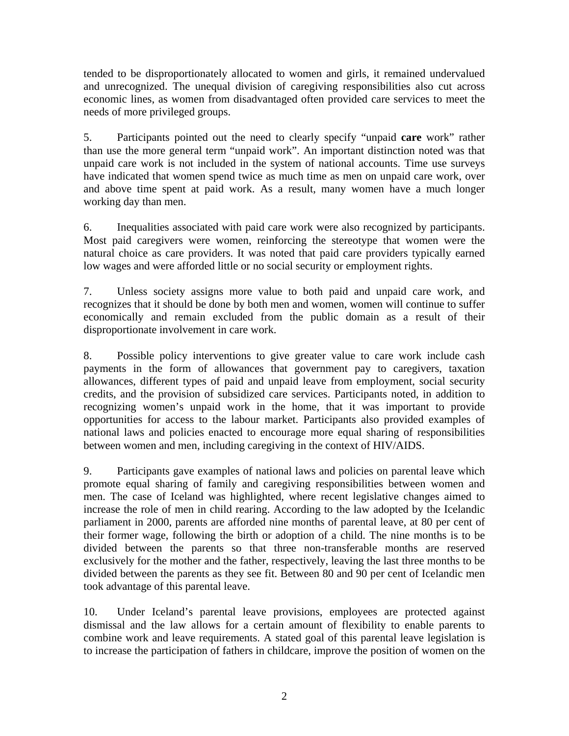tended to be disproportionately allocated to women and girls, it remained undervalued and unrecognized. The unequal division of caregiving responsibilities also cut across economic lines, as women from disadvantaged often provided care services to meet the needs of more privileged groups.

5. Participants pointed out the need to clearly specify "unpaid **care** work" rather than use the more general term "unpaid work". An important distinction noted was that unpaid care work is not included in the system of national accounts. Time use surveys have indicated that women spend twice as much time as men on unpaid care work, over and above time spent at paid work. As a result, many women have a much longer working day than men.

6. Inequalities associated with paid care work were also recognized by participants. Most paid caregivers were women, reinforcing the stereotype that women were the natural choice as care providers. It was noted that paid care providers typically earned low wages and were afforded little or no social security or employment rights.

7. Unless society assigns more value to both paid and unpaid care work, and recognizes that it should be done by both men and women, women will continue to suffer economically and remain excluded from the public domain as a result of their disproportionate involvement in care work.

8. Possible policy interventions to give greater value to care work include cash payments in the form of allowances that government pay to caregivers, taxation allowances, different types of paid and unpaid leave from employment, social security credits, and the provision of subsidized care services. Participants noted, in addition to recognizing women's unpaid work in the home, that it was important to provide opportunities for access to the labour market. Participants also provided examples of national laws and policies enacted to encourage more equal sharing of responsibilities between women and men, including caregiving in the context of HIV/AIDS.

9. Participants gave examples of national laws and policies on parental leave which promote equal sharing of family and caregiving responsibilities between women and men. The case of Iceland was highlighted, where recent legislative changes aimed to increase the role of men in child rearing. According to the law adopted by the Icelandic parliament in 2000, parents are afforded nine months of parental leave, at 80 per cent of their former wage, following the birth or adoption of a child. The nine months is to be divided between the parents so that three non-transferable months are reserved exclusively for the mother and the father, respectively, leaving the last three months to be divided between the parents as they see fit. Between 80 and 90 per cent of Icelandic men took advantage of this parental leave.

10. Under Iceland's parental leave provisions, employees are protected against dismissal and the law allows for a certain amount of flexibility to enable parents to combine work and leave requirements. A stated goal of this parental leave legislation is to increase the participation of fathers in childcare, improve the position of women on the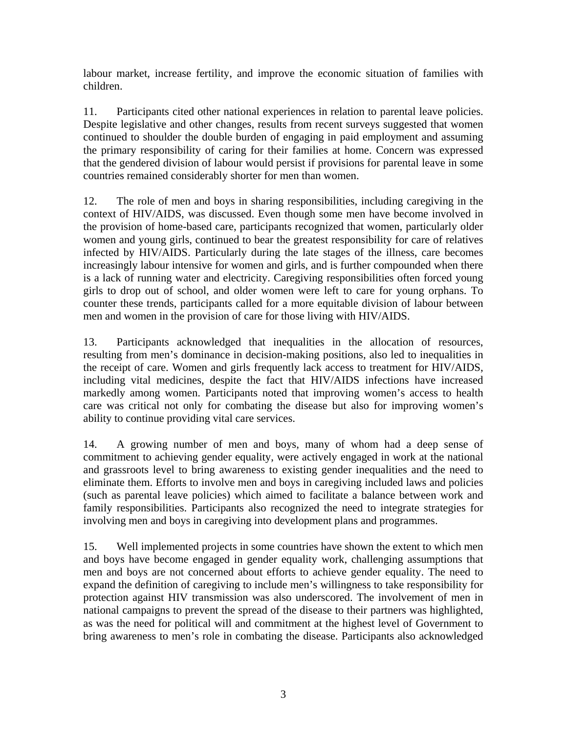labour market, increase fertility, and improve the economic situation of families with children.

11. Participants cited other national experiences in relation to parental leave policies. Despite legislative and other changes, results from recent surveys suggested that women continued to shoulder the double burden of engaging in paid employment and assuming the primary responsibility of caring for their families at home. Concern was expressed that the gendered division of labour would persist if provisions for parental leave in some countries remained considerably shorter for men than women.

12. The role of men and boys in sharing responsibilities, including caregiving in the context of HIV/AIDS, was discussed. Even though some men have become involved in the provision of home-based care, participants recognized that women, particularly older women and young girls, continued to bear the greatest responsibility for care of relatives infected by HIV/AIDS. Particularly during the late stages of the illness, care becomes increasingly labour intensive for women and girls, and is further compounded when there is a lack of running water and electricity. Caregiving responsibilities often forced young girls to drop out of school, and older women were left to care for young orphans. To counter these trends, participants called for a more equitable division of labour between men and women in the provision of care for those living with HIV/AIDS.

13. Participants acknowledged that inequalities in the allocation of resources, resulting from men's dominance in decision-making positions, also led to inequalities in the receipt of care. Women and girls frequently lack access to treatment for HIV/AIDS, including vital medicines, despite the fact that HIV/AIDS infections have increased markedly among women. Participants noted that improving women's access to health care was critical not only for combating the disease but also for improving women's ability to continue providing vital care services.

14. A growing number of men and boys, many of whom had a deep sense of commitment to achieving gender equality, were actively engaged in work at the national and grassroots level to bring awareness to existing gender inequalities and the need to eliminate them. Efforts to involve men and boys in caregiving included laws and policies (such as parental leave policies) which aimed to facilitate a balance between work and family responsibilities. Participants also recognized the need to integrate strategies for involving men and boys in caregiving into development plans and programmes.

15. Well implemented projects in some countries have shown the extent to which men and boys have become engaged in gender equality work, challenging assumptions that men and boys are not concerned about efforts to achieve gender equality. The need to expand the definition of caregiving to include men's willingness to take responsibility for protection against HIV transmission was also underscored. The involvement of men in national campaigns to prevent the spread of the disease to their partners was highlighted, as was the need for political will and commitment at the highest level of Government to bring awareness to men's role in combating the disease. Participants also acknowledged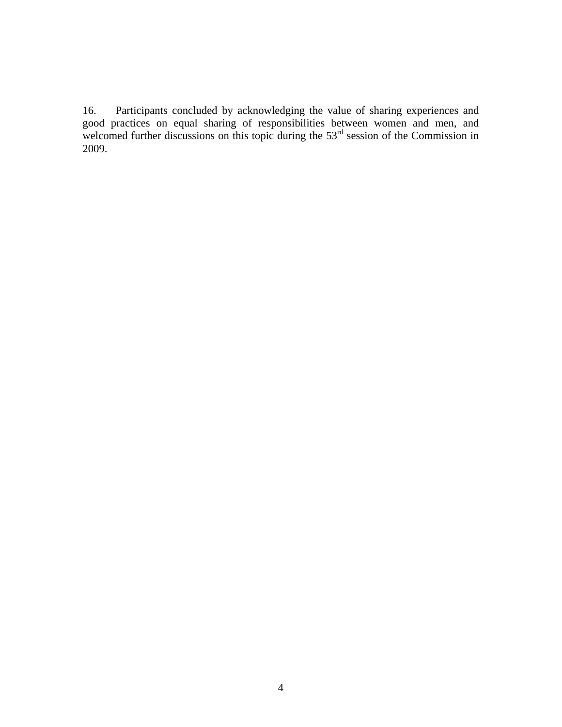16. Participants concluded by acknowledging the value of sharing experiences and good practices on equal sharing of responsibilities between women and men, and welcomed further discussions on this topic during the 53rd session of the Commission in 2009.